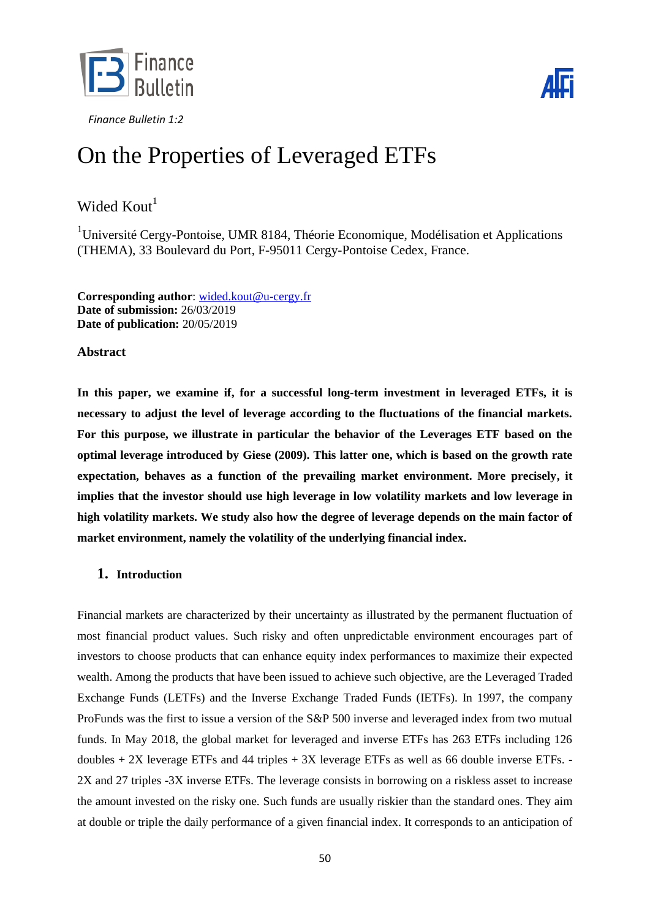*Finance Bulletin 1:2*

# On the Properties of Leveraged ETFs

Wided Kout[1]

[1]Université Cergy-Pontoise, UMR 8184, Théorie Economique, Modélisation et Applications (THEMA), 33 Boulevard du Port, F-95011 Cergy-Pontoise Cedex, France.

**Corresponding author**: wided.kout@u-cergy.fr
**Date of submission:** 26/03/2019
**Date of publication:** 20/05/2019

### Abstract

**In this paper, we examine if, for a successful long-term investment in leveraged ETFs, it is necessary to adjust the level of leverage according to the fluctuations of the financial markets. For this purpose, we illustrate in particular the behavior of the Leverages ETF based on the optimal leverage introduced by Giese (2009). This latter one, which is based on the growth rate expectation, behaves as a function of the prevailing market environment. More precisely, it implies that the investor should use high leverage in low volatility markets and low leverage in high volatility markets. We study also how the degree of leverage depends on the main factor of market environment, namely the volatility of the underlying financial index.**

## 1. Introduction

Financial markets are characterized by their uncertainty as illustrated by the permanent fluctuation of most financial product values. Such risky and often unpredictable environment encourages part of investors to choose products that can enhance equity index performances to maximize their expected wealth. Among the products that have been issued to achieve such objective, are the Leveraged Traded Exchange Funds (LETFs) and the Inverse Exchange Traded Funds (IETFs). In 1997, the company ProFunds was the first to issue a version of the S&P 500 inverse and leveraged index from two mutual funds. In May 2018, the global market for leveraged and inverse ETFs has 263 ETFs including 126 doubles + 2X leverage ETFs and 44 triples + 3X leverage ETFs as well as 66 double inverse ETFs. -2X and 27 triples -3X inverse ETFs. The leverage consists in borrowing on a riskless asset to increase the amount invested on the risky one. Such funds are usually riskier than the standard ones. They aim at double or triple the daily performance of a given financial index. It corresponds to an anticipation of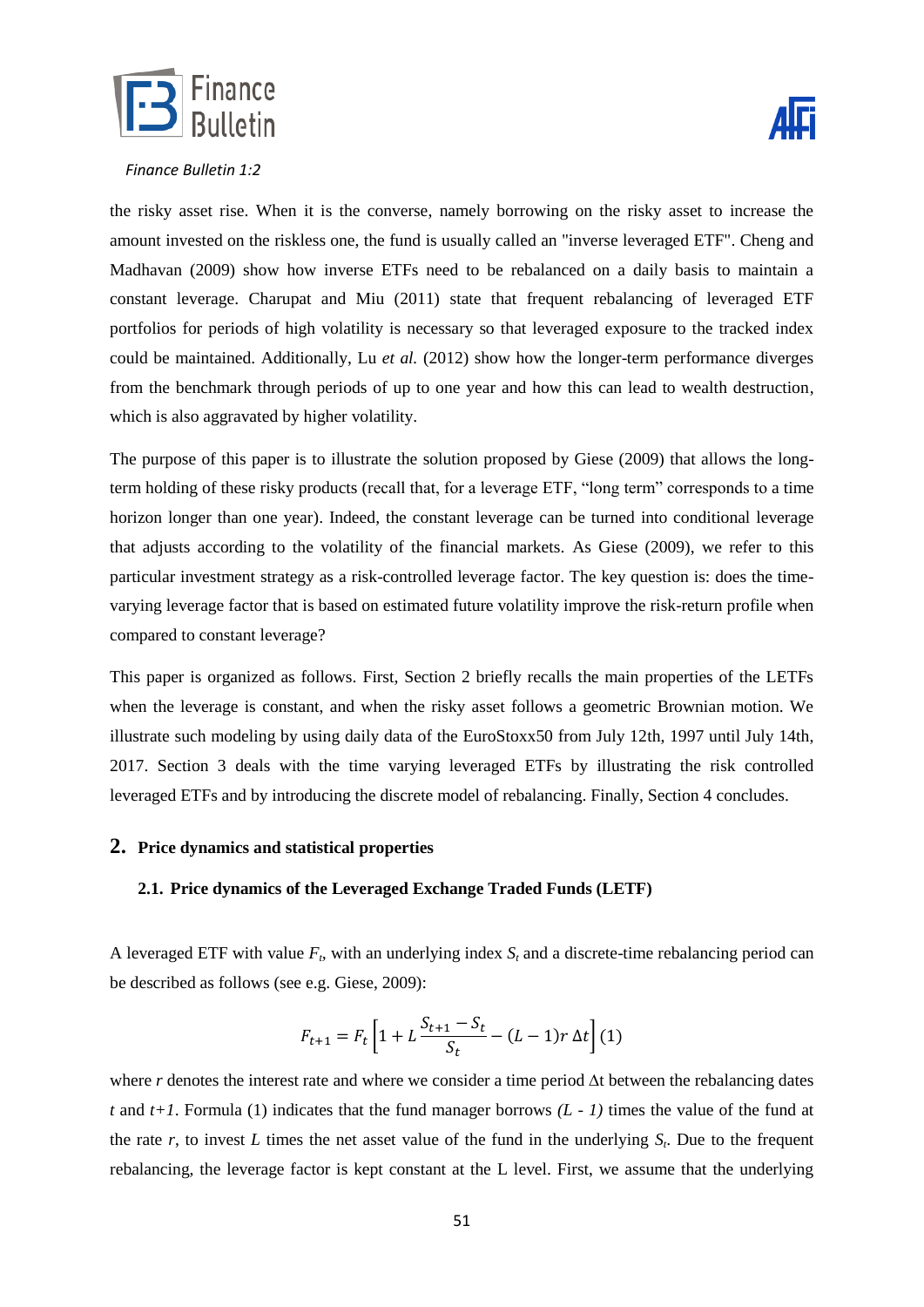the risky asset rise. When it is the converse, namely borrowing on the risky asset to increase the amount invested on the riskless one, the fund is usually called an "inverse leveraged ETF". Cheng and Madhavan (2009) show how inverse ETFs need to be rebalanced on a daily basis to maintain a constant leverage. Charupat and Miu (2011) state that frequent rebalancing of leveraged ETF portfolios for periods of high volatility is necessary so that leveraged exposure to the tracked index could be maintained. Additionally, Lu *et al.* (2012) show how the longer-term performance diverges from the benchmark through periods of up to one year and how this can lead to wealth destruction, which is also aggravated by higher volatility.

The purpose of this paper is to illustrate the solution proposed by Giese (2009) that allows the long-term holding of these risky products (recall that, for a leverage ETF, "long term" corresponds to a time horizon longer than one year). Indeed, the constant leverage can be turned into conditional leverage that adjusts according to the volatility of the financial markets. As Giese (2009), we refer to this particular investment strategy as a risk-controlled leverage factor. The key question is: does the time-varying leverage factor that is based on estimated future volatility improve the risk-return profile when compared to constant leverage?

This paper is organized as follows. First, Section 2 briefly recalls the main properties of the LETFs when the leverage is constant, and when the risky asset follows a geometric Brownian motion. We illustrate such modeling by using daily data of the EuroStoxx50 from July 12th, 1997 until July 14th, 2017. Section 3 deals with the time varying leveraged ETFs by illustrating the risk controlled leveraged ETFs and by introducing the discrete model of rebalancing. Finally, Section 4 concludes.

## 2. Price dynamics and statistical properties

### 2.1. Price dynamics of the Leveraged Exchange Traded Funds (LETF)

A leveraged ETF with value $F_t$, with an underlying index $S_t$ and a discrete-time rebalancing period can be described as follows (see e.g. Giese, 2009):

$$F_{t+1} = F_t\left[1 + L\,\frac{S_{t+1} - S_t}{S_t} - (L-1)r\,\Delta t\right] \quad (1)$$

where $r$ denotes the interest rate and where we consider a time period $\Delta t$ between the rebalancing dates $t$ and $t+1$. Formula (1) indicates that the fund manager borrows $(L - 1)$ times the value of the fund at the rate $r$, to invest $L$ times the net asset value of the fund in the underlying $S_t$. Due to the frequent rebalancing, the leverage factor is kept constant at the L level. First, we assume that the underlying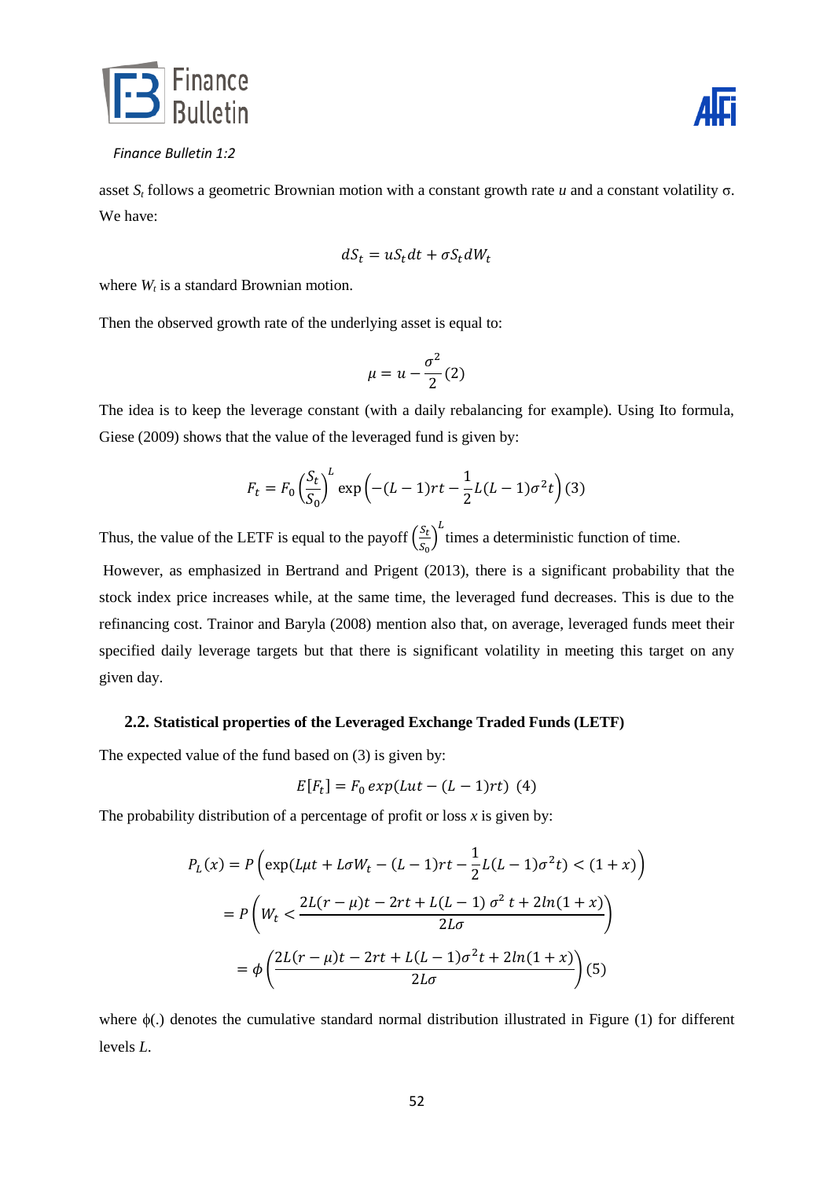asset $S_t$ follows a geometric Brownian motion with a constant growth rate $u$ and a constant volatility σ. We have:

$$dS_t = uS_t dt + \sigma S_t dW_t$$

where $W_t$ is a standard Brownian motion.

Then the observed growth rate of the underlying asset is equal to:

$$\mu = u - \frac{\sigma^2}{2} (2)$$

The idea is to keep the leverage constant (with a daily rebalancing for example). Using Ito formula, Giese (2009) shows that the value of the leveraged fund is given by:

$$F_t = F_0 \left(\frac{S_t}{S_0}\right)^L \exp\left(-(L-1)rt - \frac{1}{2}L(L-1)\sigma^2 t\right) (3)$$

Thus, the value of the LETF is equal to the payoff $\left(\frac{S_t}{S_0}\right)^L$ times a deterministic function of time.

However, as emphasized in Bertrand and Prigent (2013), there is a significant probability that the stock index price increases while, at the same time, the leveraged fund decreases. This is due to the refinancing cost. Trainor and Baryla (2008) mention also that, on average, leveraged funds meet their specified daily leverage targets but that there is significant volatility in meeting this target on any given day.

### 2.2. Statistical properties of the Leveraged Exchange Traded Funds (LETF)

The expected value of the fund based on (3) is given by:

$$E[F_t] = F_0\, exp(Lut - (L-1)rt) \ \ (4)$$

The probability distribution of a percentage of profit or loss $x$ is given by:

$$P_L(x) = P\left(\exp(L\mu t + L\sigma W_t - (L-1)rt - \frac{1}{2}L(L-1)\sigma^2 t) < (1+x)\right)$$

$$= P\left(W_t < \frac{2L(r-\mu)t - 2rt + L(L-1)\,\sigma^2\, t + 2ln(1+x)}{2L\sigma}\right)$$

$$= \phi\left(\frac{2L(r-\mu)t - 2rt + L(L-1)\sigma^2 t + 2ln(1+x)}{2L\sigma}\right) (5)$$

where ϕ(.) denotes the cumulative standard normal distribution illustrated in Figure (1) for different levels $L$.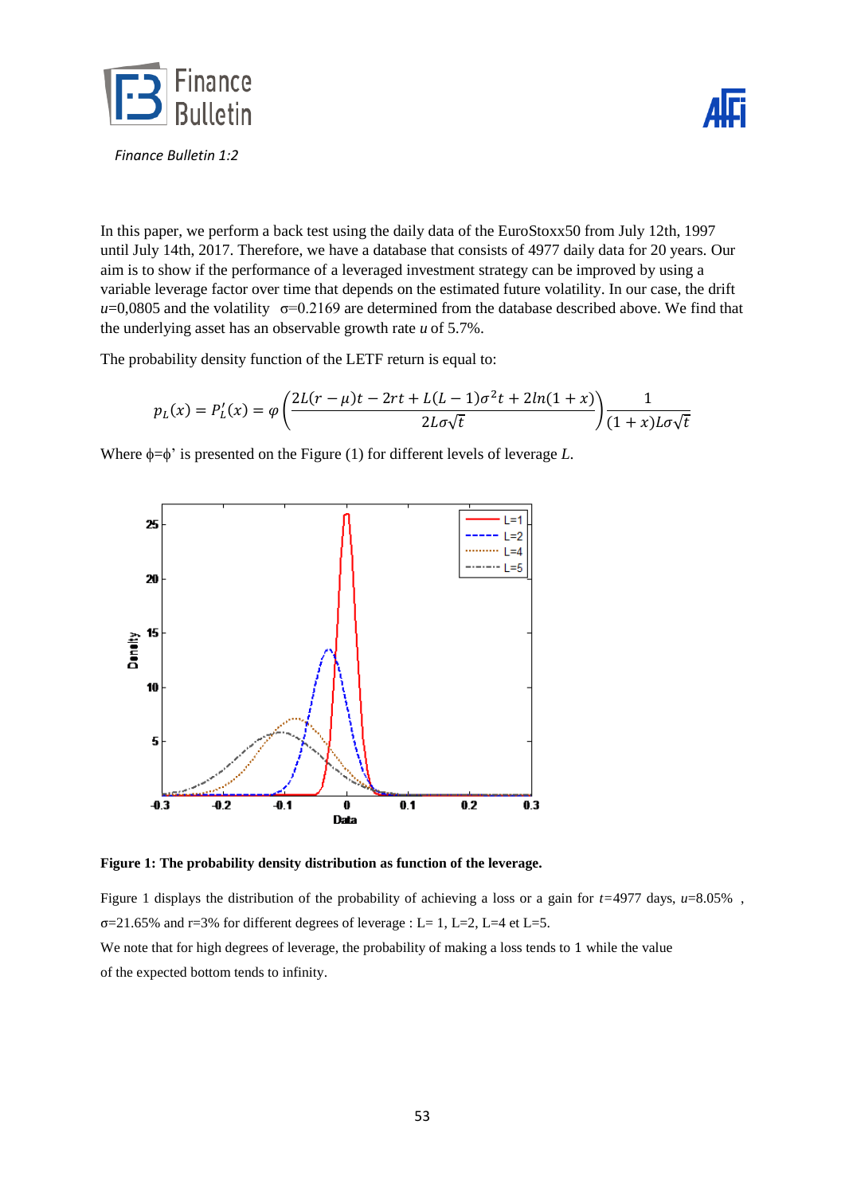In this paper, we perform a back test using the daily data of the EuroStoxx50 from July 12th, 1997 until July 14th, 2017. Therefore, we have a database that consists of 4977 daily data for 20 years. Our aim is to show if the performance of a leveraged investment strategy can be improved by using a variable leverage factor over time that depends on the estimated future volatility. In our case, the drift $u$=0,0805 and the volatility $\sigma$=0.2169 are determined from the database described above. We find that the underlying asset has an observable growth rate $u$ of 5.7%.

The probability density function of the LETF return is equal to:

$$p_L(x) = P_L'(x) = \varphi\left(\frac{2L(r-\mu)t - 2rt + L(L-1)\sigma^2 t + 2ln(1+x)}{2L\sigma\sqrt{t}}\right)\frac{1}{(1+x)L\sigma\sqrt{t}}$$

Where $\phi=\phi'$ is presented on the Figure (1) for different levels of leverage $L$.

**Figure 1: The probability density distribution as function of the leverage.**

Figure 1 displays the distribution of the probability of achieving a loss or a gain for $t$=4977 days, $u$=8.05% , $\sigma$=21.65% and r=3% for different degrees of leverage : L= 1, L=2, L=4 et L=5.

We note that for high degrees of leverage, the probability of making a loss tends to 1 while the value of the expected bottom tends to infinity.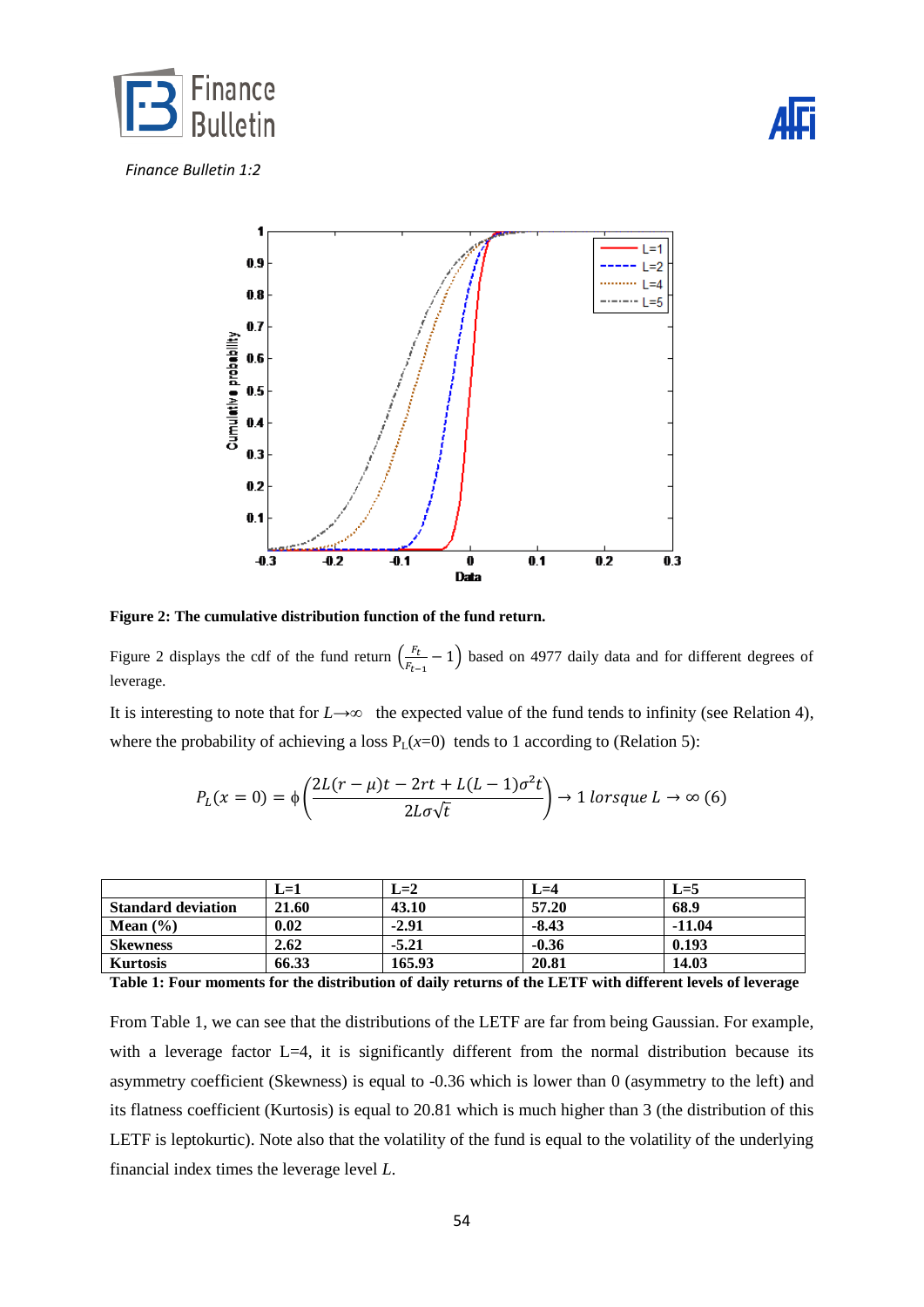**Figure 2: The cumulative distribution function of the fund return.**

Figure 2 displays the cdf of the fund return $\left(\frac{F_t}{F_{t-1}} - 1\right)$ based on 4977 daily data and for different degrees of leverage.

It is interesting to note that for $L \to \infty$ the expected value of the fund tends to infinity (see Relation 4), where the probability of achieving a loss $P_L(x=0)$ tends to 1 according to (Relation 5):

$$P_L(x = 0) = \phi\left(\frac{2L(r-\mu)t - 2rt + L(L-1)\sigma^2 t}{2L\sigma\sqrt{t}}\right) \to 1 \; lorsque \; L \to \infty \; (6)$$

| | L=1 | L=2 | L=4 | L=5 |
|---|---|---|---|---|
| **Standard deviation** | **21.60** | **43.10** | **57.20** | **68.9** |
| **Mean (%)** | **0.02** | **-2.91** | **-8.43** | **-11.04** |
| **Skewness** | **2.62** | **-5.21** | **-0.36** | **0.193** |
| **Kurtosis** | **66.33** | **165.93** | **20.81** | **14.03** |

**Table 1: Four moments for the distribution of daily returns of the LETF with different levels of leverage**

From Table 1, we can see that the distributions of the LETF are far from being Gaussian. For example, with a leverage factor L=4, it is significantly different from the normal distribution because its asymmetry coefficient (Skewness) is equal to -0.36 which is lower than 0 (asymmetry to the left) and its flatness coefficient (Kurtosis) is equal to 20.81 which is much higher than 3 (the distribution of this LETF is leptokurtic). Note also that the volatility of the fund is equal to the volatility of the underlying financial index times the leverage level $L$.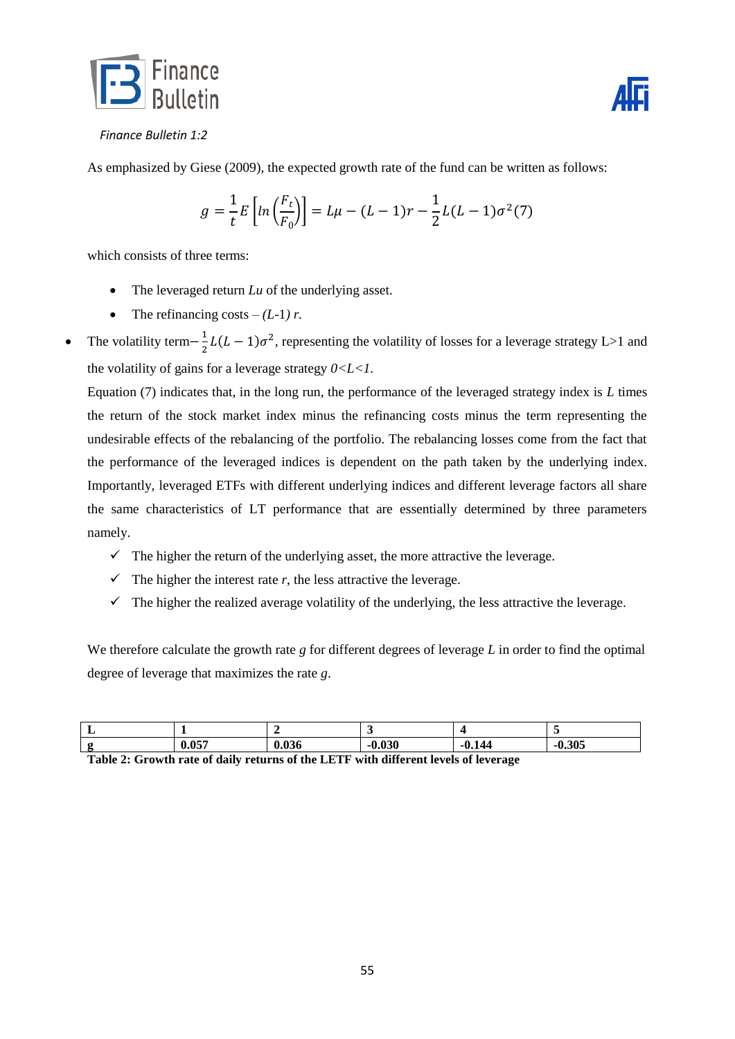As emphasized by Giese (2009), the expected growth rate of the fund can be written as follows:

$$g = \frac{1}{t} E\left[ln\left(\frac{F_t}{F_0}\right)\right] = L\mu - (L-1)r - \frac{1}{2}L(L-1)\sigma^2 (7)$$

which consists of three terms:

- The leveraged return $Lu$ of the underlying asset.
- The refinancing costs – $(L-1)\ r$.
- The volatility term$-\frac{1}{2}L(L-1)\sigma^2$, representing the volatility of losses for a leverage strategy L>1 and the volatility of gains for a leverage strategy $0<L<1$.

Equation (7) indicates that, in the long run, the performance of the leveraged strategy index is $L$ times the return of the stock market index minus the refinancing costs minus the term representing the undesirable effects of the rebalancing of the portfolio. The rebalancing losses come from the fact that the performance of the leveraged indices is dependent on the path taken by the underlying index. Importantly, leveraged ETFs with different underlying indices and different leverage factors all share the same characteristics of LT performance that are essentially determined by three parameters namely.

- ✓ The higher the return of the underlying asset, the more attractive the leverage.
- ✓ The higher the interest rate $r$, the less attractive the leverage.
- ✓ The higher the realized average volatility of the underlying, the less attractive the leverage.

We therefore calculate the growth rate $g$ for different degrees of leverage $L$ in order to find the optimal degree of leverage that maximizes the rate $g$.

| **L** | **1** | **2** | **3** | **4** | **5** |
|---|---|---|---|---|---|
| **g** | **0.057** | **0.036** | **-0.030** | **-0.144** | **-0.305** |

**Table 2: Growth rate of daily returns of the LETF with different levels of leverage**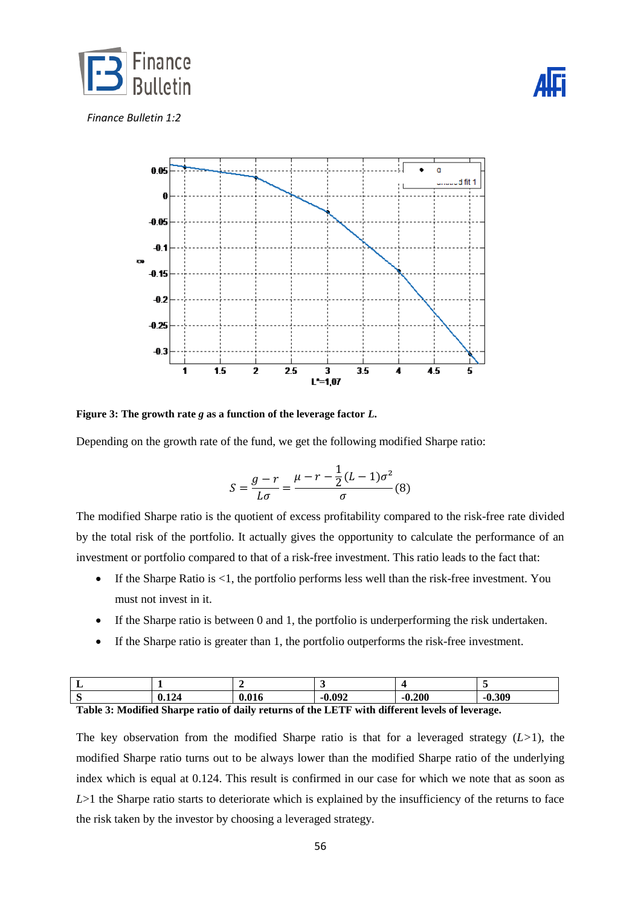**Figure 3: The growth rate *g* as a function of the leverage factor *L*.**

Depending on the growth rate of the fund, we get the following modified Sharpe ratio:

$$S = \frac{g - r}{L\sigma} = \frac{\mu - r - \frac{1}{2}(L-1)\sigma^2}{\sigma} \quad (8)$$

The modified Sharpe ratio is the quotient of excess profitability compared to the risk-free rate divided by the total risk of the portfolio. It actually gives the opportunity to calculate the performance of an investment or portfolio compared to that of a risk-free investment. This ratio leads to the fact that:

- If the Sharpe Ratio is <1, the portfolio performs less well than the risk-free investment. You must not invest in it.
- If the Sharpe ratio is between 0 and 1, the portfolio is underperforming the risk undertaken.
- If the Sharpe ratio is greater than 1, the portfolio outperforms the risk-free investment.

| L | 1 | 2 | 3 | 4 | 5 |
|---|---|---|---|---|---|
| S | 0.124 | 0.016 | -0.092 | -0.200 | -0.309 |

**Table 3: Modified Sharpe ratio of daily returns of the LETF with different levels of leverage.**

The key observation from the modified Sharpe ratio is that for a leveraged strategy ($L$>1), the modified Sharpe ratio turns out to be always lower than the modified Sharpe ratio of the underlying index which is equal at 0.124. This result is confirmed in our case for which we note that as soon as $L$>1 the Sharpe ratio starts to deteriorate which is explained by the insufficiency of the returns to face the risk taken by the investor by choosing a leveraged strategy.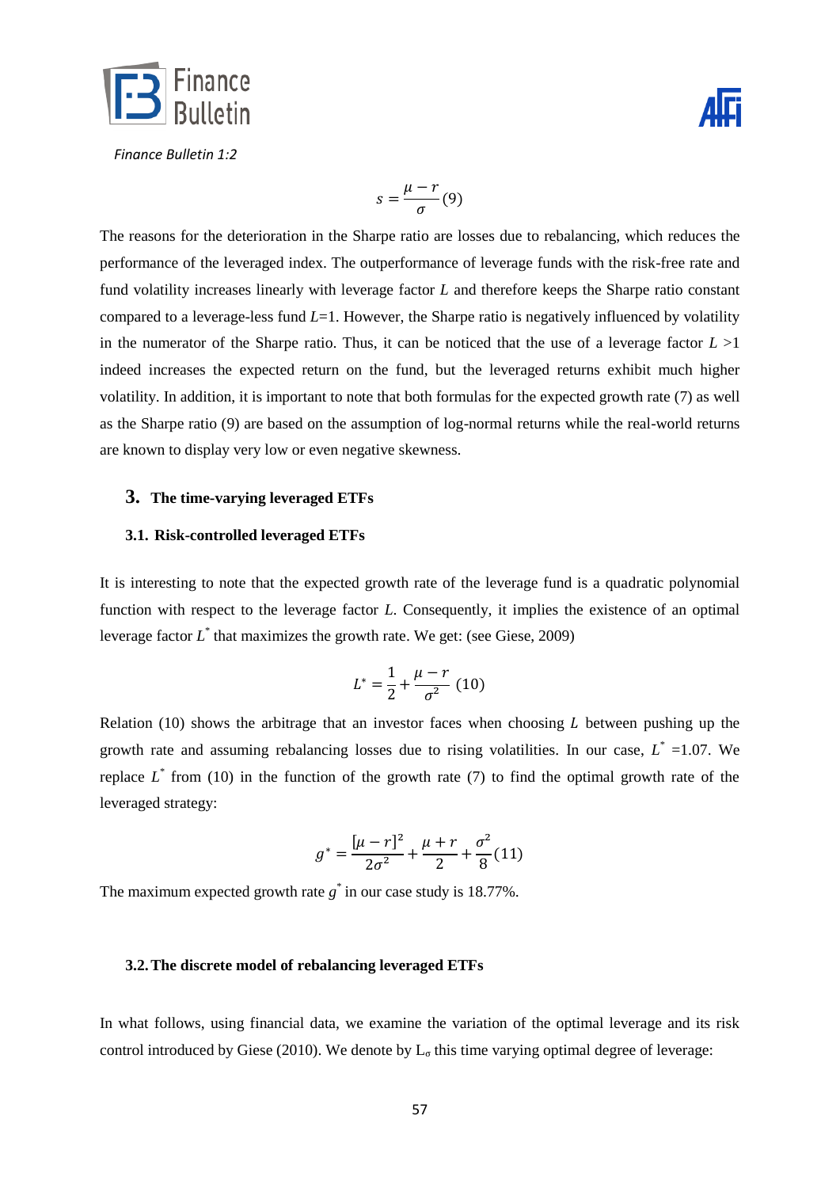$$s = \frac{\mu - r}{\sigma} (9)$$

The reasons for the deterioration in the Sharpe ratio are losses due to rebalancing, which reduces the performance of the leveraged index. The outperformance of leverage funds with the risk-free rate and fund volatility increases linearly with leverage factor $L$ and therefore keeps the Sharpe ratio constant compared to a leverage-less fund $L$=1. However, the Sharpe ratio is negatively influenced by volatility in the numerator of the Sharpe ratio. Thus, it can be noticed that the use of a leverage factor $L > 1$ indeed increases the expected return on the fund, but the leveraged returns exhibit much higher volatility. In addition, it is important to note that both formulas for the expected growth rate (7) as well as the Sharpe ratio (9) are based on the assumption of log-normal returns while the real-world returns are known to display very low or even negative skewness.

## 3. The time-varying leveraged ETFs

### 3.1. Risk-controlled leveraged ETFs

It is interesting to note that the expected growth rate of the leverage fund is a quadratic polynomial function with respect to the leverage factor $L$. Consequently, it implies the existence of an optimal leverage factor $L^*$ that maximizes the growth rate. We get: (see Giese, 2009)

$$L^* = \frac{1}{2} + \frac{\mu - r}{\sigma^2} \ (10)$$

Relation (10) shows the arbitrage that an investor faces when choosing $L$ between pushing up the growth rate and assuming rebalancing losses due to rising volatilities. In our case, $L^*$ =1.07. We replace $L^*$ from (10) in the function of the growth rate (7) to find the optimal growth rate of the leveraged strategy:

$$g^* = \frac{[\mu - r]^2}{2\sigma^2} + \frac{\mu + r}{2} + \frac{\sigma^2}{8} (11)$$

The maximum expected growth rate $g^*$ in our case study is 18.77%.

### 3.2. The discrete model of rebalancing leveraged ETFs

In what follows, using financial data, we examine the variation of the optimal leverage and its risk control introduced by Giese (2010). We denote by $L_\sigma$ this time varying optimal degree of leverage: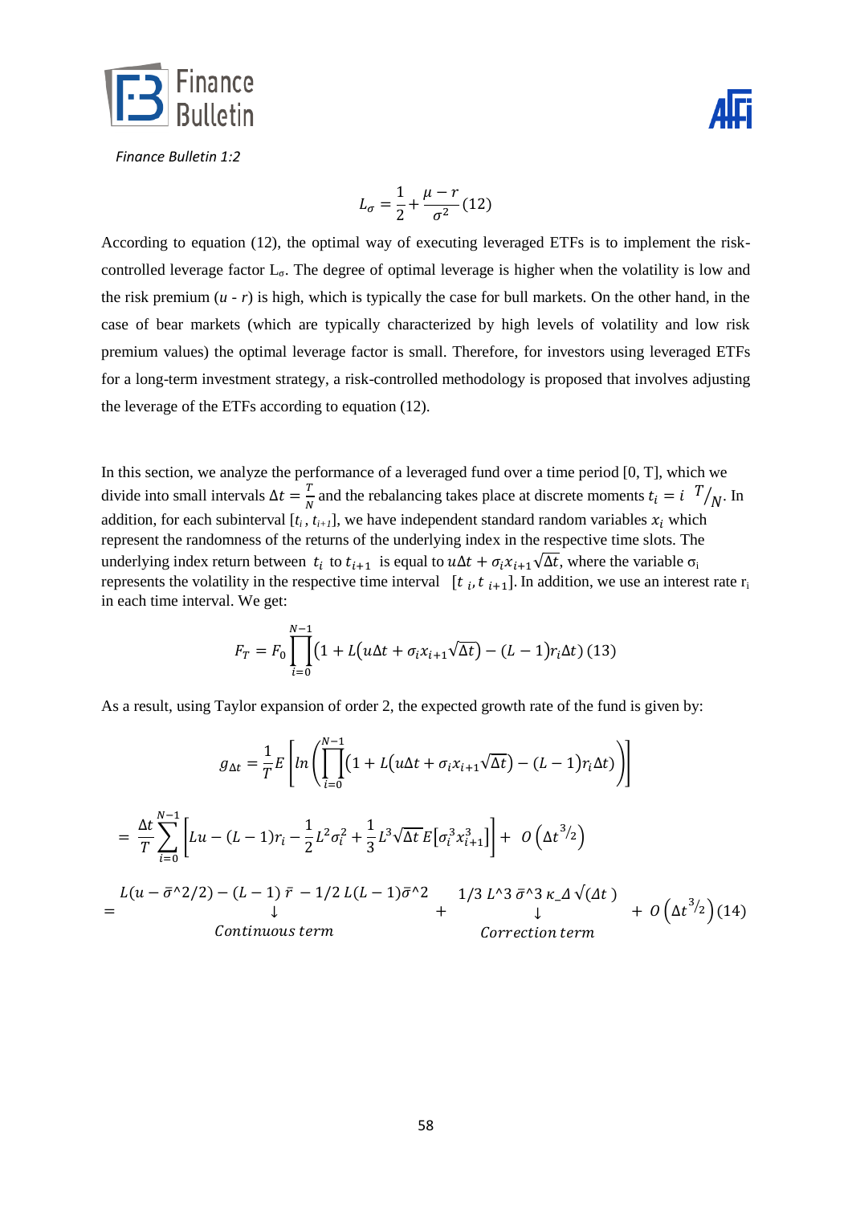$$L_\sigma = \frac{1}{2} + \frac{\mu - r}{\sigma^2} \, (12)$$

According to equation (12), the optimal way of executing leveraged ETFs is to implement the risk-controlled leverage factor $L_\sigma$. The degree of optimal leverage is higher when the volatility is low and the risk premium ($u$ - $r$) is high, which is typically the case for bull markets. On the other hand, in the case of bear markets (which are typically characterized by high levels of volatility and low risk premium values) the optimal leverage factor is small. Therefore, for investors using leveraged ETFs for a long-term investment strategy, a risk-controlled methodology is proposed that involves adjusting the leverage of the ETFs according to equation (12).

In this section, we analyze the performance of a leveraged fund over a time period [0, T], which we divide into small intervals $\Delta t = \frac{T}{N}$ and the rebalancing takes place at discrete moments $t_i = i \; {}^{T}/_{N}$. In addition, for each subinterval $[t_i, t_{i+1}]$, we have independent standard random variables $x_i$ which represent the randomness of the returns of the underlying index in the respective time slots. The underlying index return between $t_i$ to $t_{i+1}$ is equal to $u\Delta t + \sigma_i x_{i+1}\sqrt{\Delta t}$, where the variable $\sigma_i$ represents the volatility in the respective time interval $[t_i, t_{i+1}]$. In addition, we use an interest rate $r_i$ in each time interval. We get:

$$F_T = F_0 \prod_{i=0}^{N-1} \left(1 + L\left(u\Delta t + \sigma_i x_{i+1}\sqrt{\Delta t}\right) - (L-1) r_i \Delta t\right) (13)$$

As a result, using Taylor expansion of order 2, the expected growth rate of the fund is given by:

$$g_{\Delta t} = \frac{1}{T} E\left[ ln\left( \prod_{i=0}^{N-1} \left(1 + L\left(u\Delta t + \sigma_i x_{i+1}\sqrt{\Delta t}\right) - (L-1) r_i \Delta t\right)\right)\right]$$

$$= \frac{\Delta t}{T} \sum_{i=0}^{N-1} \left[ Lu - (L-1) r_i - \frac{1}{2} L^2 \sigma_i^2 + \frac{1}{3} L^3 \sqrt{\Delta t}\, E\left[\sigma_i^3 x_{i+1}^3\right]\right] + O\left(\Delta t^{3/2}\right)$$

$$= \underbrace{L(u - \bar{\sigma}^2/2) - (L-1)\,\bar{r} - 1/2\, L(L-1)\bar{\sigma}^2}_{\text{Continuous term}} + \underbrace{1/3\, L^3 \,\bar{\sigma}^3 \,\kappa_\Delta \sqrt{\Delta t}}_{\text{Correction term}} + O\left(\Delta t^{3/2}\right) (14)$$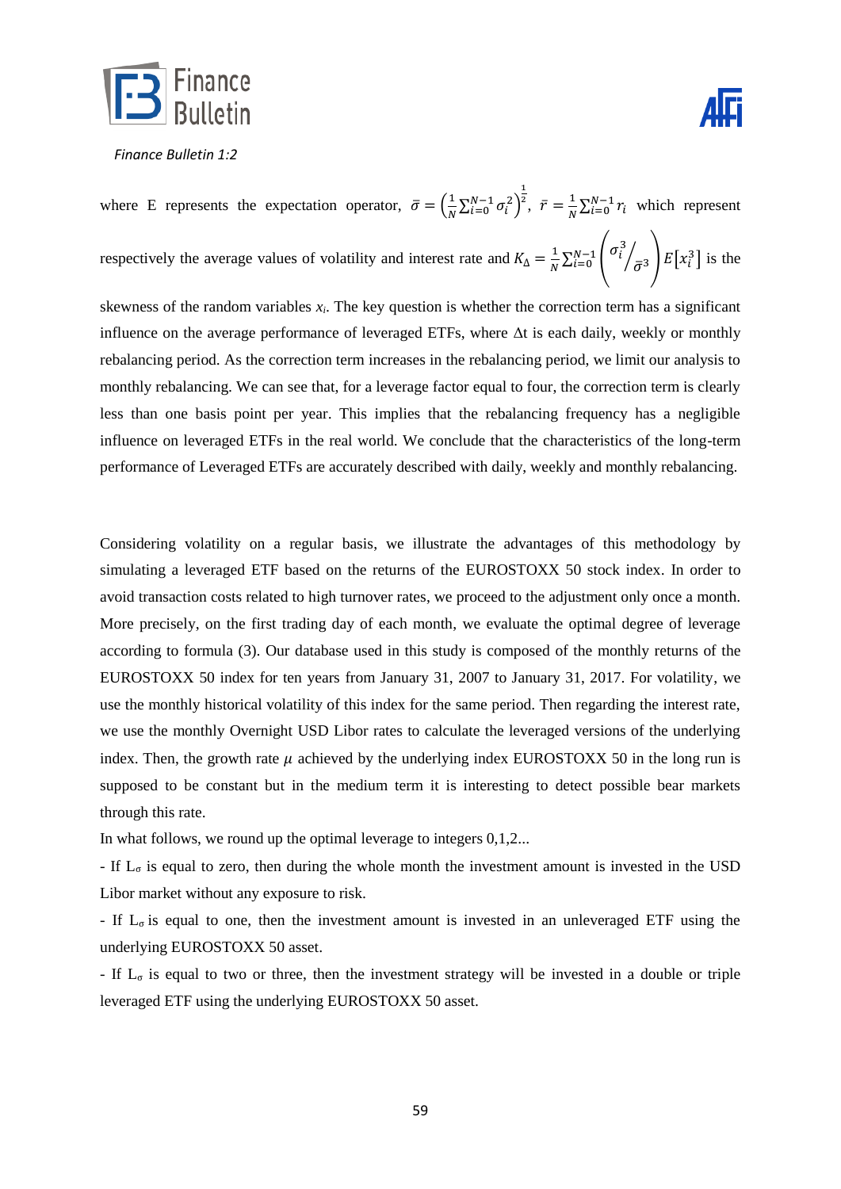where E represents the expectation operator, $\bar{\sigma} = \left(\frac{1}{N}\sum_{i=0}^{N-1}\sigma_i^2\right)^{\frac{1}{2}}$, $\bar{r} = \frac{1}{N}\sum_{i=0}^{N-1} r_i$ which represent respectively the average values of volatility and interest rate and $K_\Delta = \frac{1}{N}\sum_{i=0}^{N-1}\left(\sigma_i^3 \big/ \bar{\sigma}^3\right) E\left[x_i^3\right]$ is the skewness of the random variables $x_i$. The key question is whether the correction term has a significant influence on the average performance of leveraged ETFs, where $\Delta t$ is each daily, weekly or monthly rebalancing period. As the correction term increases in the rebalancing period, we limit our analysis to monthly rebalancing. We can see that, for a leverage factor equal to four, the correction term is clearly less than one basis point per year. This implies that the rebalancing frequency has a negligible influence on leveraged ETFs in the real world. We conclude that the characteristics of the long-term performance of Leveraged ETFs are accurately described with daily, weekly and monthly rebalancing.

Considering volatility on a regular basis, we illustrate the advantages of this methodology by simulating a leveraged ETF based on the returns of the EUROSTOXX 50 stock index. In order to avoid transaction costs related to high turnover rates, we proceed to the adjustment only once a month. More precisely, on the first trading day of each month, we evaluate the optimal degree of leverage according to formula (3). Our database used in this study is composed of the monthly returns of the EUROSTOXX 50 index for ten years from January 31, 2007 to January 31, 2017. For volatility, we use the monthly historical volatility of this index for the same period. Then regarding the interest rate, we use the monthly Overnight USD Libor rates to calculate the leveraged versions of the underlying index. Then, the growth rate $\mu$ achieved by the underlying index EUROSTOXX 50 in the long run is supposed to be constant but in the medium term it is interesting to detect possible bear markets through this rate.

In what follows, we round up the optimal leverage to integers 0,1,2...

- If $L_\sigma$ is equal to zero, then during the whole month the investment amount is invested in the USD Libor market without any exposure to risk.
- If $L_\sigma$ is equal to one, then the investment amount is invested in an unleveraged ETF using the underlying EUROSTOXX 50 asset.
- If $L_\sigma$ is equal to two or three, then the investment strategy will be invested in a double or triple leveraged ETF using the underlying EUROSTOXX 50 asset.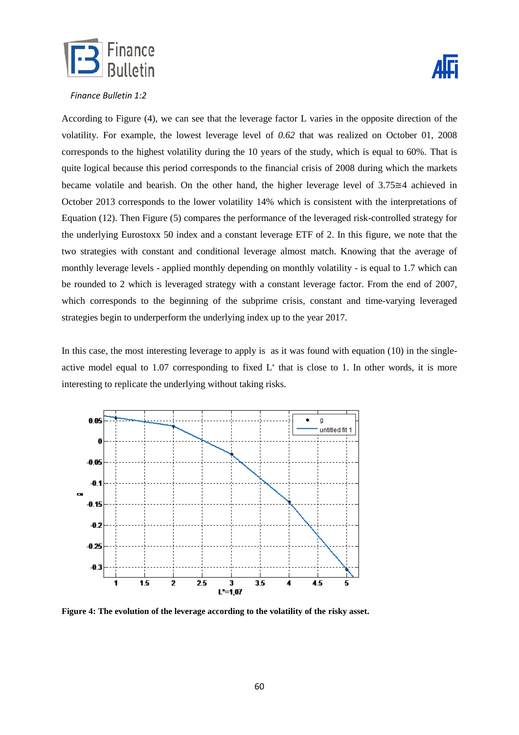According to Figure (4), we can see that the leverage factor L varies in the opposite direction of the volatility. For example, the lowest leverage level of *0.62* that was realized on October 01, 2008 corresponds to the highest volatility during the 10 years of the study, which is equal to 60%. That is quite logical because this period corresponds to the financial crisis of 2008 during which the markets became volatile and bearish. On the other hand, the higher leverage level of $3.75 \cong 4$ achieved in October 2013 corresponds to the lower volatility 14% which is consistent with the interpretations of Equation (12). Then Figure (5) compares the performance of the leveraged risk-controlled strategy for the underlying Eurostoxx 50 index and a constant leverage ETF of 2. In this figure, we note that the two strategies with constant and conditional leverage almost match. Knowing that the average of monthly leverage levels - applied monthly depending on monthly volatility - is equal to 1.7 which can be rounded to 2 which is leveraged strategy with a constant leverage factor. From the end of 2007, which corresponds to the beginning of the subprime crisis, constant and time-varying leveraged strategies begin to underperform the underlying index up to the year 2017.

In this case, the most interesting leverage to apply is as it was found with equation (10) in the single-active model equal to 1.07 corresponding to fixed $L^*$ that is close to 1. In other words, it is more interesting to replicate the underlying without taking risks.

**Figure 4: The evolution of the leverage according to the volatility of the risky asset.**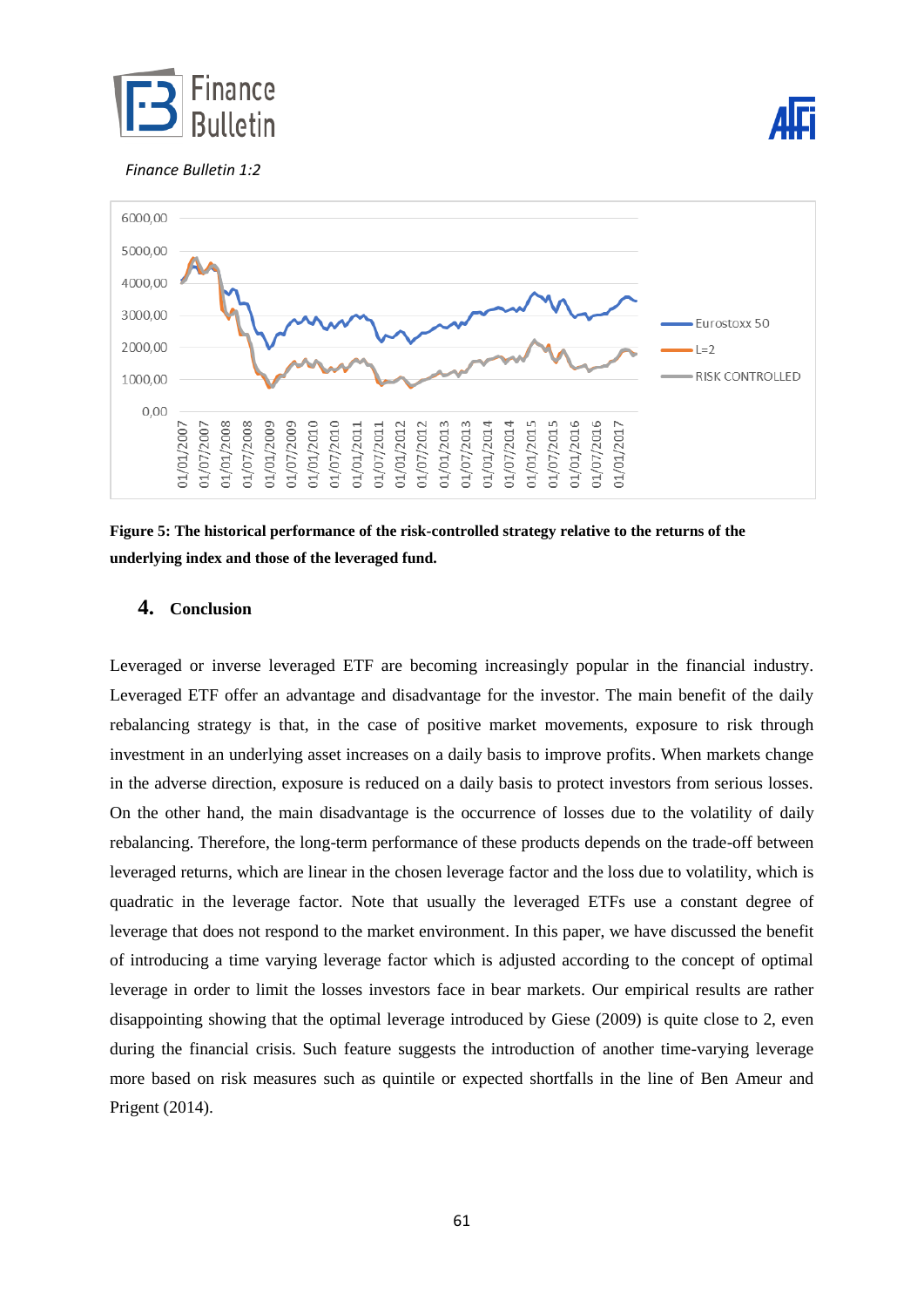Figure 5: The historical performance of the risk-controlled strategy relative to the returns of the underlying index and those of the leveraged fund.

## 4. Conclusion

Leveraged or inverse leveraged ETF are becoming increasingly popular in the financial industry. Leveraged ETF offer an advantage and disadvantage for the investor. The main benefit of the daily rebalancing strategy is that, in the case of positive market movements, exposure to risk through investment in an underlying asset increases on a daily basis to improve profits. When markets change in the adverse direction, exposure is reduced on a daily basis to protect investors from serious losses. On the other hand, the main disadvantage is the occurrence of losses due to the volatility of daily rebalancing. Therefore, the long-term performance of these products depends on the trade-off between leveraged returns, which are linear in the chosen leverage factor and the loss due to volatility, which is quadratic in the leverage factor. Note that usually the leveraged ETFs use a constant degree of leverage that does not respond to the market environment. In this paper, we have discussed the benefit of introducing a time varying leverage factor which is adjusted according to the concept of optimal leverage in order to limit the losses investors face in bear markets. Our empirical results are rather disappointing showing that the optimal leverage introduced by Giese (2009) is quite close to 2, even during the financial crisis. Such feature suggests the introduction of another time-varying leverage more based on risk measures such as quintile or expected shortfalls in the line of Ben Ameur and Prigent (2014).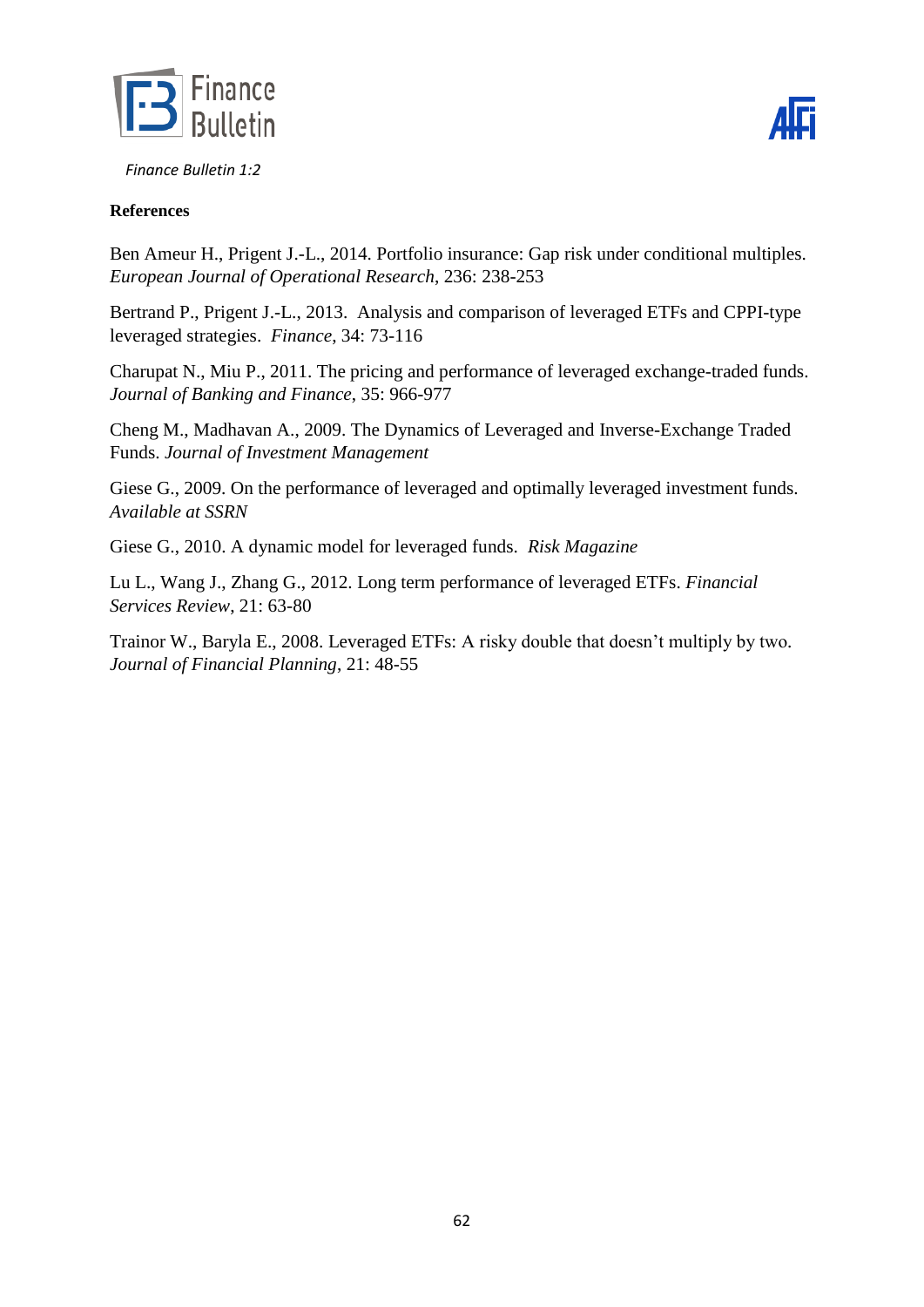## References

Ben Ameur H., Prigent J.-L., 2014. Portfolio insurance: Gap risk under conditional multiples. *European Journal of Operational Research*, 236: 238-253

Bertrand P., Prigent J.-L., 2013. Analysis and comparison of leveraged ETFs and CPPI-type leveraged strategies. *Finance*, 34: 73-116

Charupat N., Miu P., 2011. The pricing and performance of leveraged exchange-traded funds. *Journal of Banking and Finance*, 35: 966-977

Cheng M., Madhavan A., 2009. The Dynamics of Leveraged and Inverse-Exchange Traded Funds. *Journal of Investment Management*

Giese G., 2009. On the performance of leveraged and optimally leveraged investment funds. *Available at SSRN*

Giese G., 2010. A dynamic model for leveraged funds. *Risk Magazine*

Lu L., Wang J., Zhang G., 2012. Long term performance of leveraged ETFs. *Financial Services Review*, 21: 63-80

Trainor W., Baryla E., 2008. Leveraged ETFs: A risky double that doesn't multiply by two. *Journal of Financial Planning*, 21: 48-55